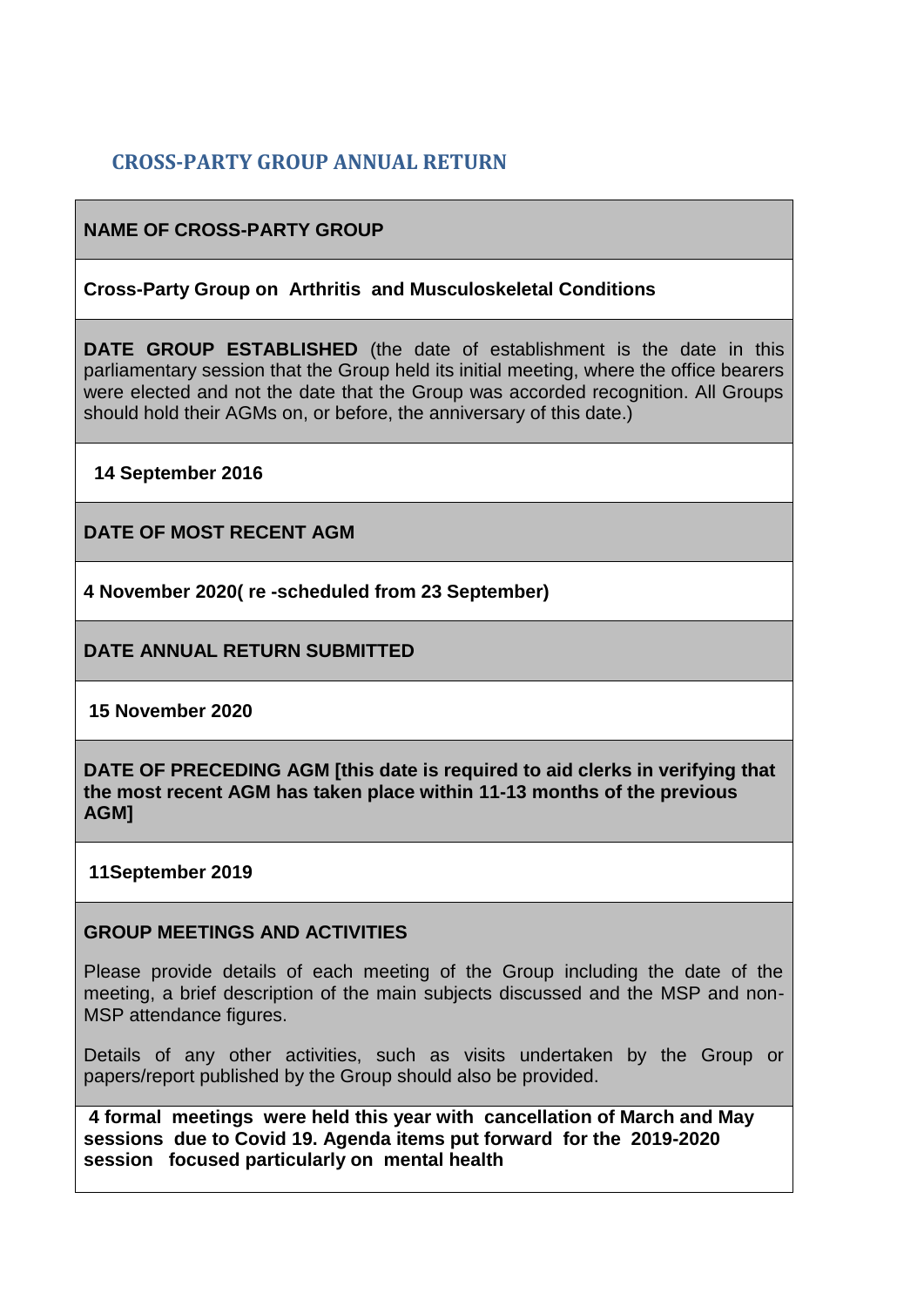## CROSS-PARTY GROUP ANNUAL RETURN

| **NAME OF CROSS-PARTY GROUP** |
|---|
| **Cross-Party Group on Arthritis and Musculoskeletal Conditions** |
| **DATE GROUP ESTABLISHED** (the date of establishment is the date in this parliamentary session that the Group held its initial meeting, where the office bearers were elected and not the date that the Group was accorded recognition. All Groups should hold their AGMs on, or before, the anniversary of this date.) |
| **14 September 2016** |
| **DATE OF MOST RECENT AGM** |
| **4 November 2020( re -scheduled from 23 September)** |
| **DATE ANNUAL RETURN SUBMITTED** |
| **15 November 2020** |
| **DATE OF PRECEDING AGM [this date is required to aid clerks in verifying that the most recent AGM has taken place within 11-13 months of the previous AGM]** |
| **11September 2019** |
| **GROUP MEETINGS AND ACTIVITIES**<br><br>Please provide details of each meeting of the Group including the date of the meeting, a brief description of the main subjects discussed and the MSP and non-MSP attendance figures.<br><br>Details of any other activities, such as visits undertaken by the Group or papers/report published by the Group should also be provided. |
| **4 formal meetings were held this year with cancellation of March and May sessions due to Covid 19. Agenda items put forward for the 2019-2020 session focused particularly on mental health** |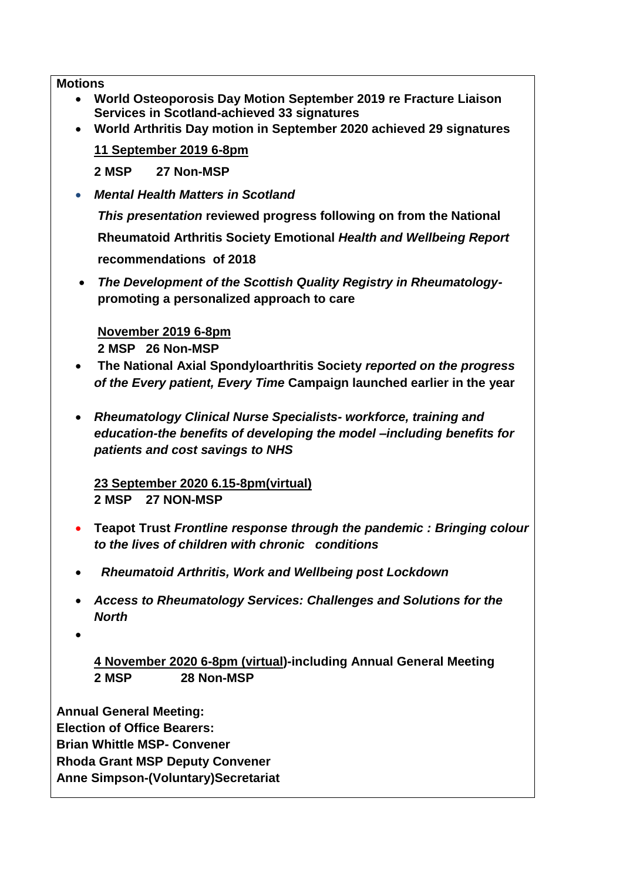**Motions**

- **World Osteoporosis Day Motion September 2019 re Fracture Liaison Services in Scotland-achieved 33 signatures**
- **World Arthritis Day motion in September 2020 achieved 29 signatures**

**11 September 2019 6-8pm**

**2 MSP 27 Non-MSP**

- ***Mental Health Matters in Scotland***

  ***This presentation*** **reviewed progress following on from the National Rheumatoid Arthritis Society Emotional** ***Health and Wellbeing Report*** **recommendations of 2018**

- ***The Development of the Scottish Quality Registry in Rheumatology-*** **promoting a personalized approach to care**

**November 2019 6-8pm**
**2 MSP 26 Non-MSP**

- **The National Axial Spondyloarthritis Society** ***reported on the progress of the Every patient, Every Time*** **Campaign launched earlier in the year**

- ***Rheumatology Clinical Nurse Specialists- workforce, training and education-the benefits of developing the model –including benefits for patients and cost savings to NHS***

**23 September 2020 6.15-8pm(virtual)**
**2 MSP 27 NON-MSP**

- **Teapot Trust** ***Frontline response through the pandemic : Bringing colour to the lives of children with chronic conditions***

- ***Rheumatoid Arthritis, Work and Wellbeing post Lockdown***

- ***Access to Rheumatology Services: Challenges and Solutions for the North***

**4 November 2020 6-8pm (virtual)-including Annual General Meeting**
**2 MSP 28 Non-MSP**

**Annual General Meeting:**
**Election of Office Bearers:**
**Brian Whittle MSP- Convener**
**Rhoda Grant MSP Deputy Convener**
**Anne Simpson-(Voluntary)Secretariat**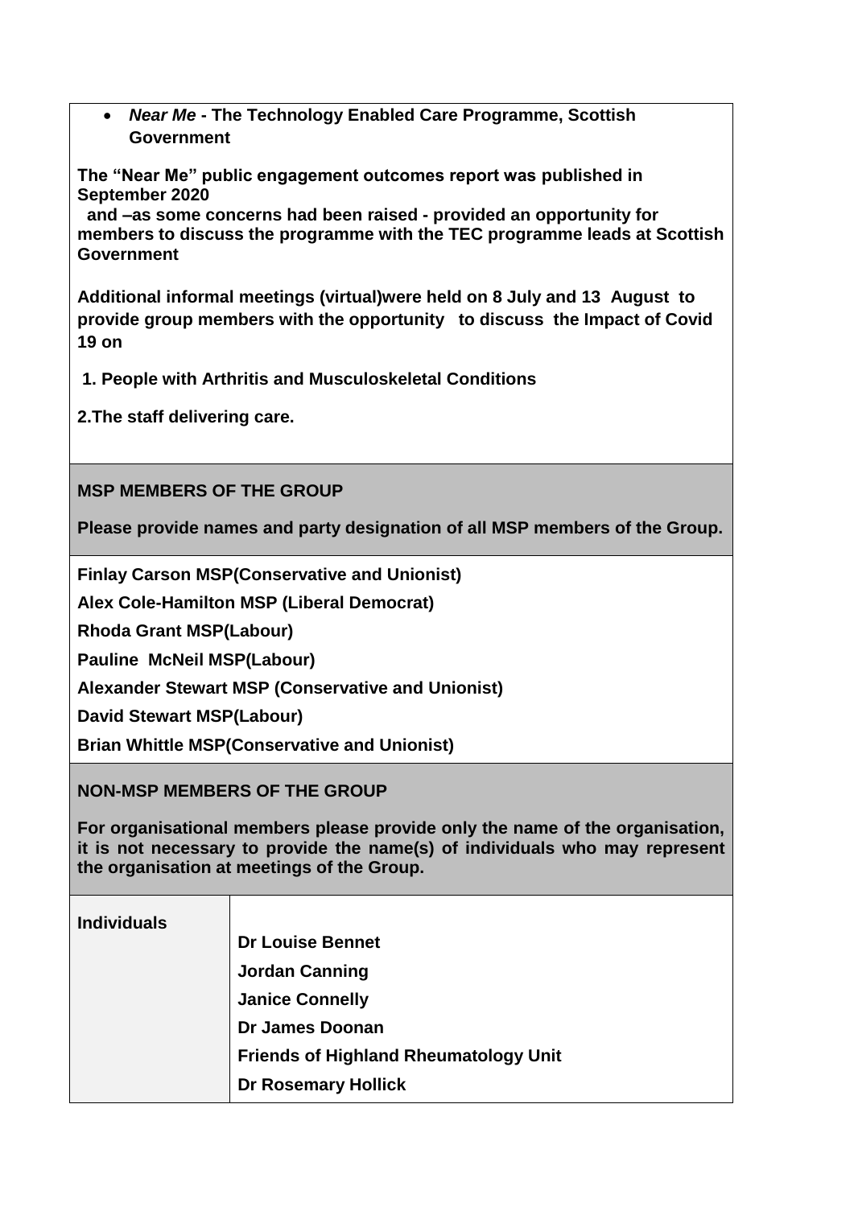- ***Near Me* - The Technology Enabled Care Programme, Scottish Government**

**The "Near Me" public engagement outcomes report was published in September 2020 and –as some concerns had been raised - provided an opportunity for members to discuss the programme with the TEC programme leads at Scottish Government**

**Additional informal meetings (virtual)were held on 8 July and 13 August to provide group members with the opportunity to discuss the Impact of Covid 19 on**

**1. People with Arthritis and Musculoskeletal Conditions**

**2.The staff delivering care.**

## MSP MEMBERS OF THE GROUP

**Please provide names and party designation of all MSP members of the Group.**

**Finlay Carson MSP(Conservative and Unionist)**

**Alex Cole-Hamilton MSP (Liberal Democrat)**

**Rhoda Grant MSP(Labour)**

**Pauline McNeil MSP(Labour)**

**Alexander Stewart MSP (Conservative and Unionist)**

**David Stewart MSP(Labour)**

**Brian Whittle MSP(Conservative and Unionist)**

## NON-MSP MEMBERS OF THE GROUP

**For organisational members please provide only the name of the organisation, it is not necessary to provide the name(s) of individuals who may represent the organisation at meetings of the Group.**

| | |
|---|---|
| **Individuals** | **Dr Louise Bennet**<br>**Jordan Canning**<br>**Janice Connelly**<br>**Dr James Doonan**<br>**Friends of Highland Rheumatology Unit**<br>**Dr Rosemary Hollick** |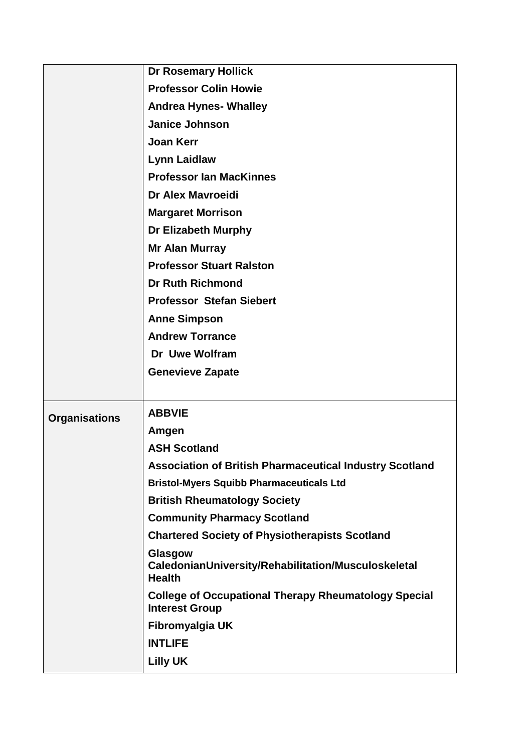| | |
|---|---|
| | **Dr Rosemary Hollick**<br>**Professor Colin Howie**<br>**Andrea Hynes- Whalley**<br>**Janice Johnson**<br>**Joan Kerr**<br>**Lynn Laidlaw**<br>**Professor Ian MacKinnes**<br>**Dr Alex Mavroeidi**<br>**Margaret Morrison**<br>**Dr Elizabeth Murphy**<br>**Mr Alan Murray**<br>**Professor Stuart Ralston**<br>**Dr Ruth Richmond**<br>**Professor Stefan Siebert**<br>**Anne Simpson**<br>**Andrew Torrance**<br>**Dr Uwe Wolfram**<br>**Genevieve Zapate** |
| **Organisations** | **ABBVIE**<br>**Amgen**<br>**ASH Scotland**<br>**Association of British Pharmaceutical Industry Scotland**<br>**Bristol-Myers Squibb Pharmaceuticals Ltd**<br>**British Rheumatology Society**<br>**Community Pharmacy Scotland**<br>**Chartered Society of Physiotherapists Scotland**<br>**Glasgow CaledonianUniversity/Rehabilitation/Musculoskeletal Health**<br>**College of Occupational Therapy Rheumatology Special Interest Group**<br>**Fibromyalgia UK**<br>**INTLIFE**<br>**Lilly UK** |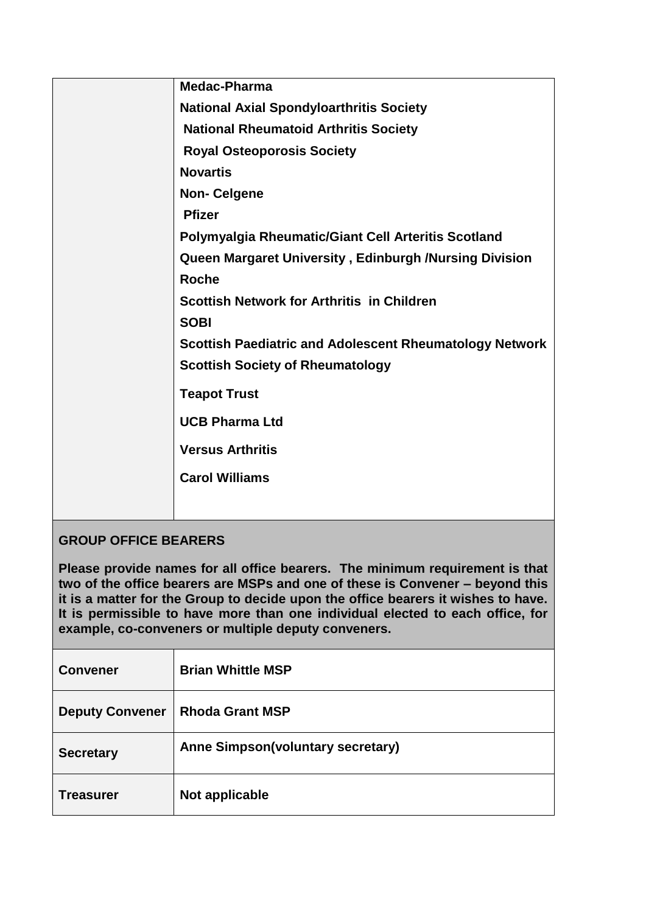| | |
|---|---|
| | **Medac-Pharma**<br>**National Axial Spondyloarthritis Society**<br>**National Rheumatoid Arthritis Society**<br>**Royal Osteoporosis Society**<br>**Novartis**<br>**Non- Celgene**<br>**Pfizer**<br>**Polymyalgia Rheumatic/Giant Cell Arteritis Scotland**<br>**Queen Margaret University , Edinburgh /Nursing Division**<br>**Roche**<br>**Scottish Network for Arthritis in Children**<br>**SOBI**<br>**Scottish Paediatric and Adolescent Rheumatology Network**<br>**Scottish Society of Rheumatology**<br>**Teapot Trust**<br>**UCB Pharma Ltd**<br>**Versus Arthritis**<br>**Carol Williams** |

**GROUP OFFICE BEARERS**

**Please provide names for all office bearers. The minimum requirement is that two of the office bearers are MSPs and one of these is Convener – beyond this it is a matter for the Group to decide upon the office bearers it wishes to have. It is permissible to have more than one individual elected to each office, for example, co-conveners or multiple deputy conveners.**

| | |
|---|---|
| **Convener** | **Brian Whittle MSP** |
| **Deputy Convener** | **Rhoda Grant MSP** |
| **Secretary** | **Anne Simpson(voluntary secretary)** |
| **Treasurer** | **Not applicable** |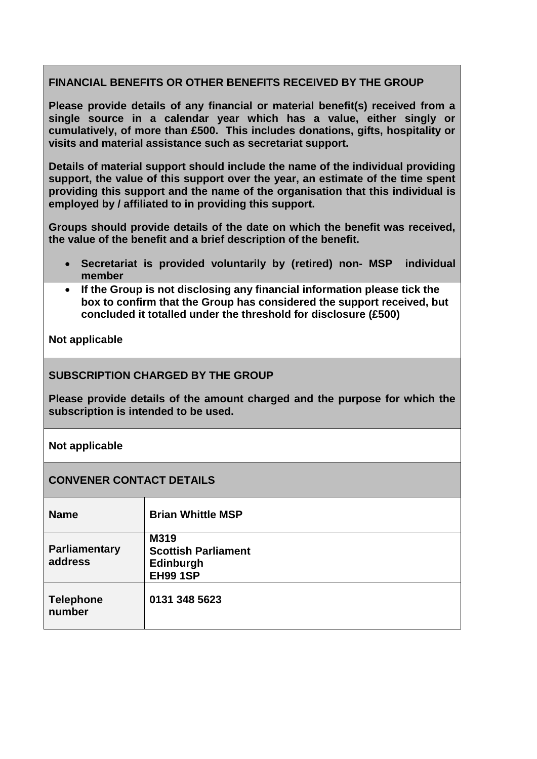**FINANCIAL BENEFITS OR OTHER BENEFITS RECEIVED BY THE GROUP**

**Please provide details of any financial or material benefit(s) received from a single source in a calendar year which has a value, either singly or cumulatively, of more than £500. This includes donations, gifts, hospitality or visits and material assistance such as secretariat support.**

**Details of material support should include the name of the individual providing support, the value of this support over the year, an estimate of the time spent providing this support and the name of the organisation that this individual is employed by / affiliated to in providing this support.**

**Groups should provide details of the date on which the benefit was received, the value of the benefit and a brief description of the benefit.**

- **Secretariat is provided voluntarily by (retired) non- MSP individual member**
- **If the Group is not disclosing any financial information please tick the box to confirm that the Group has considered the support received, but concluded it totalled under the threshold for disclosure (£500)**

**Not applicable**

**SUBSCRIPTION CHARGED BY THE GROUP**

**Please provide details of the amount charged and the purpose for which the subscription is intended to be used.**

**Not applicable**

**CONVENER CONTACT DETAILS**

| | |
|---|---|
| **Name** | **Brian Whittle MSP** |
| **Parliamentary address** | **M319**<br>**Scottish Parliament**<br>**Edinburgh**<br>**EH99 1SP** |
| **Telephone number** | **0131 348 5623** |